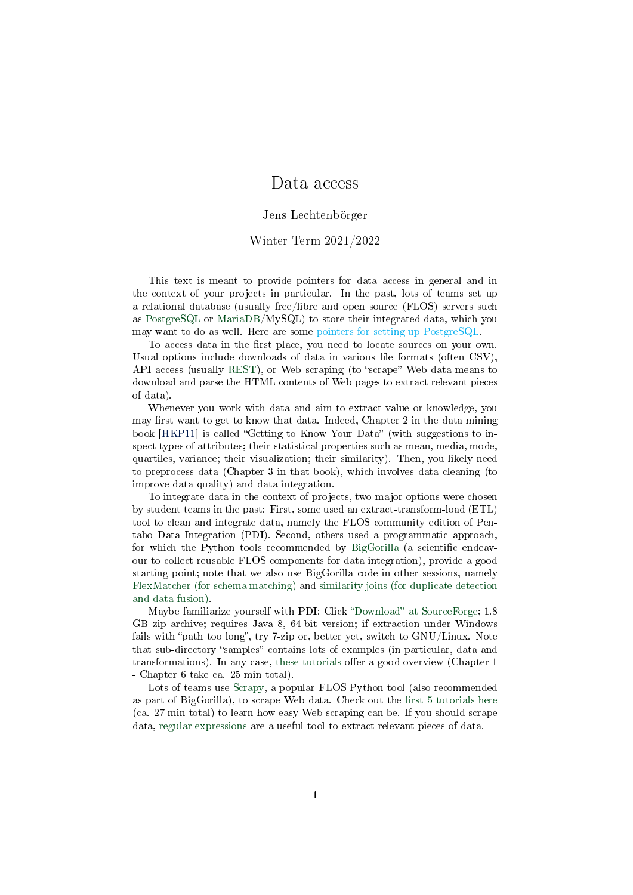# Data access

Jens Lechtenbörger

Winter Term 2021/2022

This text is meant to provide pointers for data access in general and in the context of your projects in particular. In the past, lots of teams set up a relational database (usually free/libre and open source (FLOS) servers such as PostgreSQL or MariaDB/MySQL) to store their integrated data, which you may want to do as well. Here are some pointers for setting up PostgreSQL.

To access data in the first place, you need to locate sources on your own. Usual options include downloads of data in various file formats (often CSV), API access (usually REST), or Web scraping (to "scrape" Web data means to download and parse the HTML contents of Web pages to extract relevant pieces of data).

Whenever you work with data and aim to extract value or knowledge, you may first want to get to know that data. Indeed, Chapter 2 in the data mining book [HKP11] is called "Getting to Know Your Data" (with suggestions to inspect types of attributes; their statistical properties such as mean, media, mode, quartiles, variance; their visualization; their similarity). Then, you likely need to preprocess data (Chapter 3 in that book), which involves data cleaning (to improve data quality) and data integration.

To integrate data in the context of projects, two major options were chosen by student teams in the past: First, some used an extract-transform-load (ETL) tool to clean and integrate data, namely the FLOS community edition of Pentaho Data Integration (PDI). Second, others used a programmatic approach, for which the Python tools recommended by BigGorilla (a scientific endeavour to collect reusable FLOS components for data integration), provide a good starting point; note that we also use BigGorilla code in other sessions, namely FlexMatcher (for schema matching) and similarity joins (for duplicate detection and data fusion).

Maybe familiarize yourself with PDI: Click "Download" at SourceForge; 1.8 GB zip archive; requires Java 8, 64-bit version; if extraction under Windows fails with "path too long", try 7-zip or, better yet, switch to GNU/Linux. Note that sub-directory "samples" contains lots of examples (in particular, data and transformations). In any case, these tutorials offer a good overview (Chapter 1 - Chapter 6 take ca. 25 min total).

Lots of teams use Scrapy, a popular FLOS Python tool (also recommended as part of BigGorilla), to scrape Web data. Check out the first 5 tutorials here (ca. 27 min total) to learn how easy Web scraping can be. If you should scrape data, regular expressions are a useful tool to extract relevant pieces of data.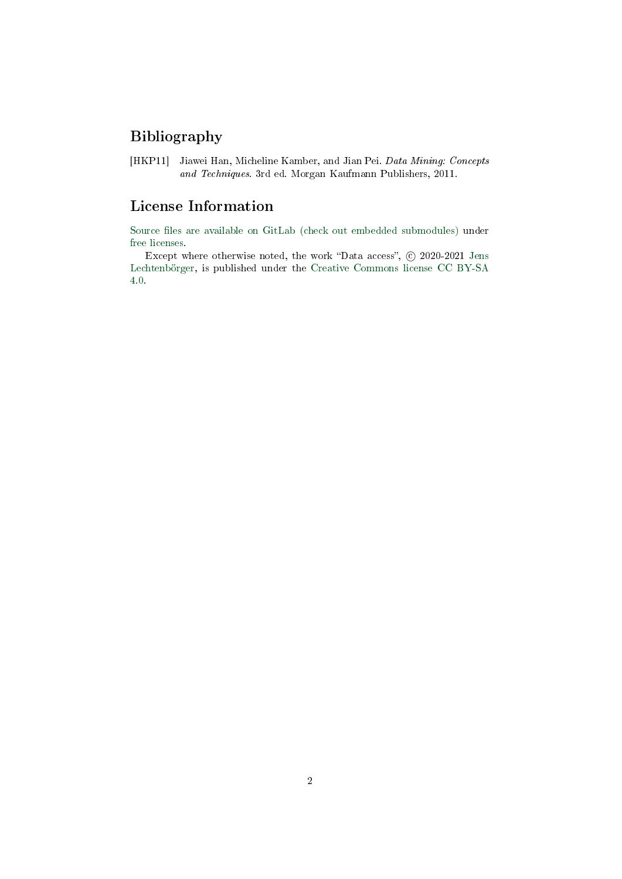## Bibliography

[HKP11] Jiawei Han, Micheline Kamber, and Jian Pei. *Data Mining: Concepts and Techniques*. 3rd ed. Morgan Kaufmann Publishers, 2011.

## License Information

Source files are available on GitLab (check out embedded submodules) under free licenses.

Except where otherwise noted, the work "Data access", © 2020-2021 Jens Lechtenbörger, is published under the Creative Commons license CC BY-SA 4.0.